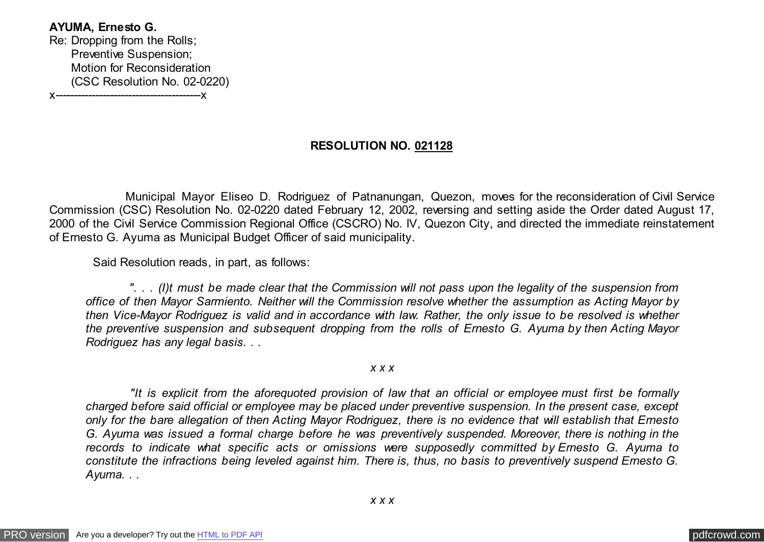**AYUMA, Ernesto G.**
Re: Dropping from the Rolls;
Preventive Suspension;
Motion for Reconsideration
(CSC Resolution No. 02-0220)
x----------------------------------------x

**RESOLUTION NO. 021128**

Municipal Mayor Eliseo D. Rodriguez of Patnanungan, Quezon, moves for the reconsideration of Civil Service Commission (CSC) Resolution No. 02-0220 dated February 12, 2002, reversing and setting aside the Order dated August 17, 2000 of the Civil Service Commission Regional Office (CSCRO) No. IV, Quezon City, and directed the immediate reinstatement of Ernesto G. Ayuma as Municipal Budget Officer of said municipality.

Said Resolution reads, in part, as follows:

*". . . (I)t must be made clear that the Commission will not pass upon the legality of the suspension from office of then Mayor Sarmiento. Neither will the Commission resolve whether the assumption as Acting Mayor by then Vice-Mayor Rodriguez is valid and in accordance with law. Rather, the only issue to be resolved is whether the preventive suspension and subsequent dropping from the rolls of Ernesto G. Ayuma by then Acting Mayor Rodriguez has any legal basis. . .*

*x x x*

*"It is explicit from the aforequoted provision of law that an official or employee must first be formally charged before said official or employee may be placed under preventive suspension. In the present case, except only for the bare allegation of then Acting Mayor Rodriguez, there is no evidence that will establish that Ernesto G. Ayuma was issued a formal charge before he was preventively suspended. Moreover, there is nothing in the records to indicate what specific acts or omissions were supposedly committed by Ernesto G. Ayuma to constitute the infractions being leveled against him. There is, thus, no basis to preventively suspend Ernesto G. Ayuma. . .*

*x x x*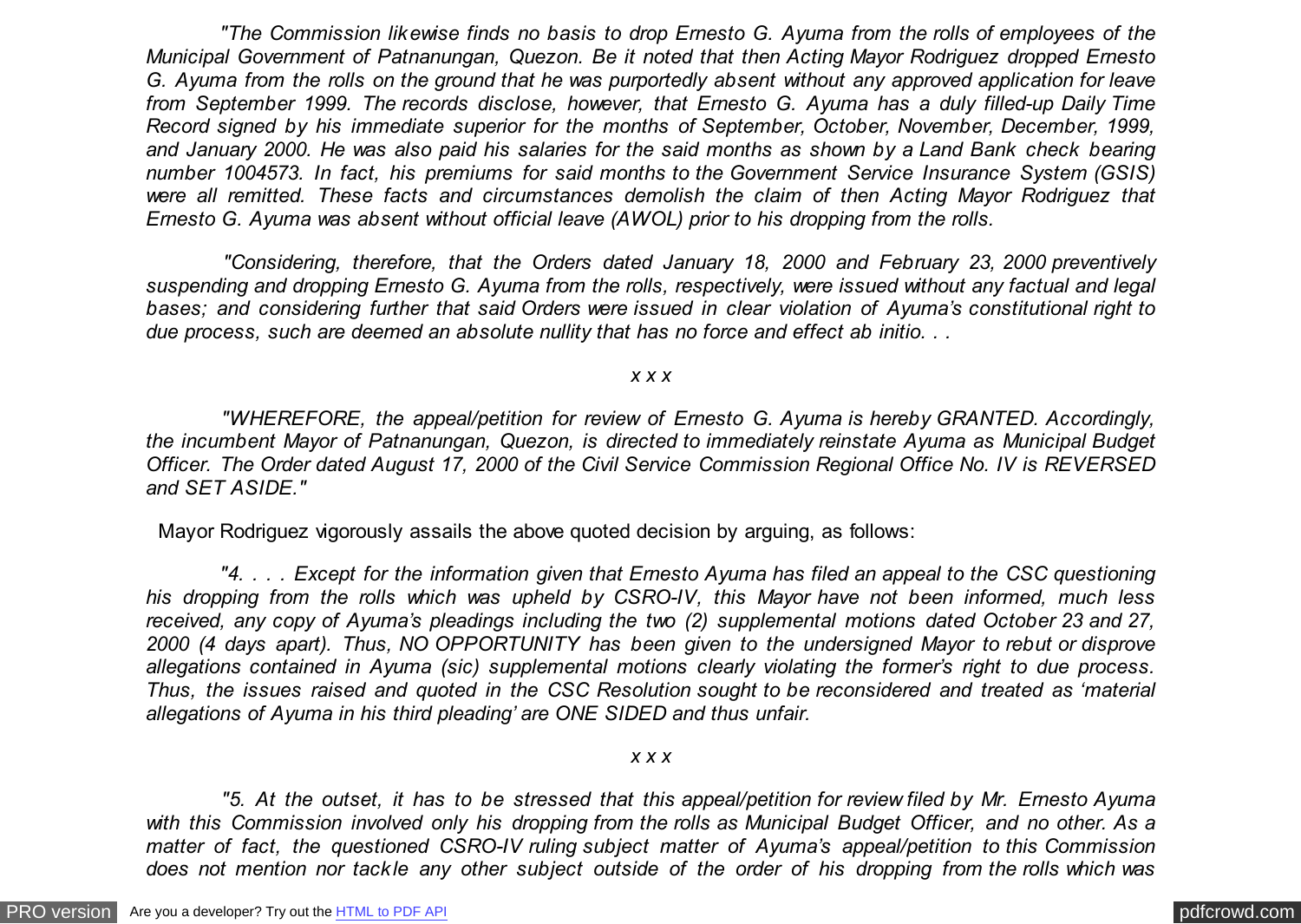*"The Commission likewise finds no basis to drop Ernesto G. Ayuma from the rolls of employees of the Municipal Government of Patnanungan, Quezon. Be it noted that then Acting Mayor Rodriguez dropped Ernesto G. Ayuma from the rolls on the ground that he was purportedly absent without any approved application for leave from September 1999. The records disclose, however, that Ernesto G. Ayuma has a duly filled-up Daily Time Record signed by his immediate superior for the months of September, October, November, December, 1999, and January 2000. He was also paid his salaries for the said months as shown by a Land Bank check bearing number 1004573. In fact, his premiums for said months to the Government Service Insurance System (GSIS) were all remitted. These facts and circumstances demolish the claim of then Acting Mayor Rodriguez that Ernesto G. Ayuma was absent without official leave (AWOL) prior to his dropping from the rolls.*

*"Considering, therefore, that the Orders dated January 18, 2000 and February 23, 2000 preventively suspending and dropping Ernesto G. Ayuma from the rolls, respectively, were issued without any factual and legal bases; and considering further that said Orders were issued in clear violation of Ayuma's constitutional right to due process, such are deemed an absolute nullity that has no force and effect ab initio. . .*

*x x x*

*"WHEREFORE, the appeal/petition for review of Ernesto G. Ayuma is hereby GRANTED. Accordingly, the incumbent Mayor of Patnanungan, Quezon, is directed to immediately reinstate Ayuma as Municipal Budget Officer. The Order dated August 17, 2000 of the Civil Service Commission Regional Office No. IV is REVERSED and SET ASIDE."*

Mayor Rodriguez vigorously assails the above quoted decision by arguing, as follows:

*"4. . . . Except for the information given that Ernesto Ayuma has filed an appeal to the CSC questioning his dropping from the rolls which was upheld by CSRO-IV, this Mayor have not been informed, much less received, any copy of Ayuma's pleadings including the two (2) supplemental motions dated October 23 and 27, 2000 (4 days apart). Thus, NO OPPORTUNITY has been given to the undersigned Mayor to rebut or disprove allegations contained in Ayuma (sic) supplemental motions clearly violating the former's right to due process. Thus, the issues raised and quoted in the CSC Resolution sought to be reconsidered and treated as 'material allegations of Ayuma in his third pleading' are ONE SIDED and thus unfair.*

*x x x*

*"5. At the outset, it has to be stressed that this appeal/petition for review filed by Mr. Ernesto Ayuma with this Commission involved only his dropping from the rolls as Municipal Budget Officer, and no other. As a matter of fact, the questioned CSRO-IV ruling subject matter of Ayuma's appeal/petition to this Commission does not mention nor tackle any other subject outside of the order of his dropping from the rolls which was*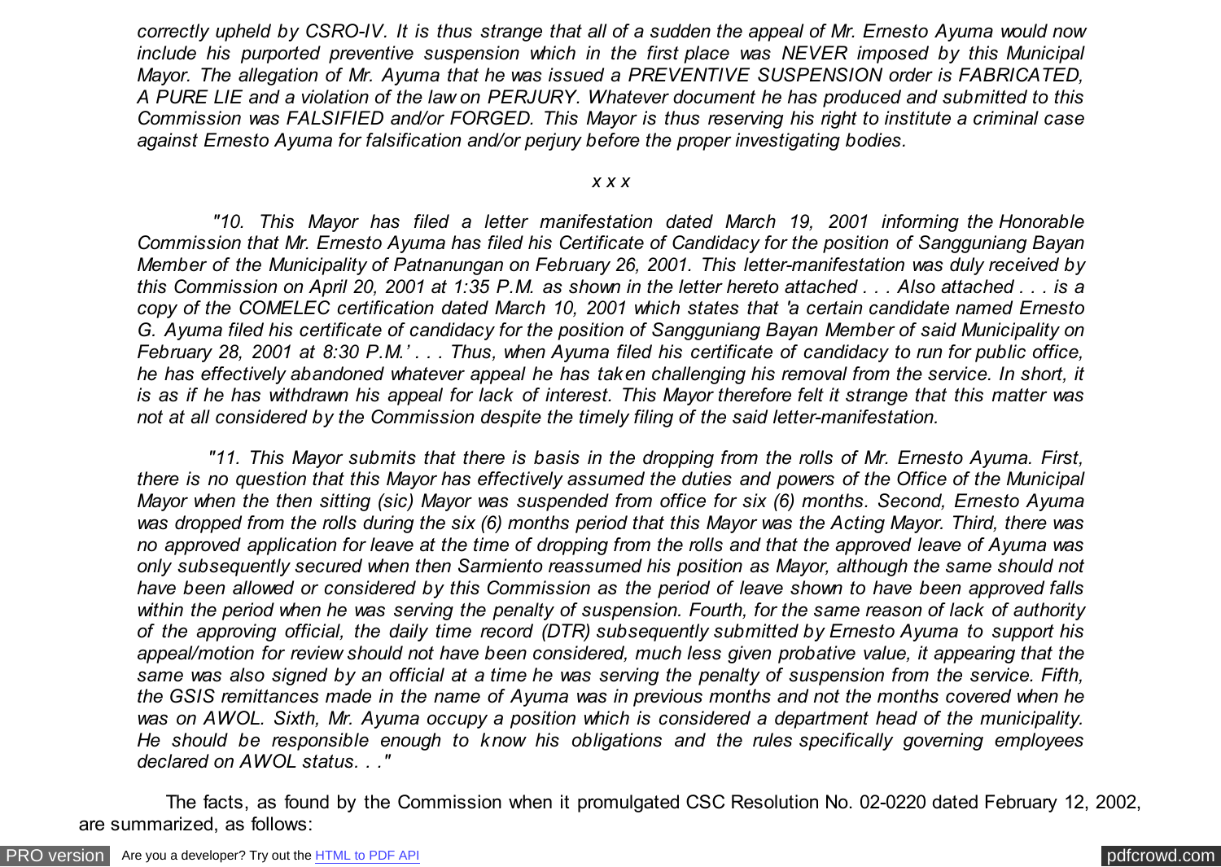*correctly upheld by CSRO-IV. It is thus strange that all of a sudden the appeal of Mr. Ernesto Ayuma would now include his purported preventive suspension which in the first place was NEVER imposed by this Municipal Mayor. The allegation of Mr. Ayuma that he was issued a PREVENTIVE SUSPENSION order is FABRICATED, A PURE LIE and a violation of the law on PERJURY. Whatever document he has produced and submitted to this Commission was FALSIFIED and/or FORGED. This Mayor is thus reserving his right to institute a criminal case against Ernesto Ayuma for falsification and/or perjury before the proper investigating bodies.*

*x x x*

*"10. This Mayor has filed a letter manifestation dated March 19, 2001 informing the Honorable Commission that Mr. Ernesto Ayuma has filed his Certificate of Candidacy for the position of Sangguniang Bayan Member of the Municipality of Patnanungan on February 26, 2001. This letter-manifestation was duly received by this Commission on April 20, 2001 at 1:35 P.M. as shown in the letter hereto attached . . . Also attached . . . is a copy of the COMELEC certification dated March 10, 2001 which states that 'a certain candidate named Ernesto G. Ayuma filed his certificate of candidacy for the position of Sangguniang Bayan Member of said Municipality on February 28, 2001 at 8:30 P.M.' . . . Thus, when Ayuma filed his certificate of candidacy to run for public office, he has effectively abandoned whatever appeal he has taken challenging his removal from the service. In short, it is as if he has withdrawn his appeal for lack of interest. This Mayor therefore felt it strange that this matter was not at all considered by the Commission despite the timely filing of the said letter-manifestation.*

*"11. This Mayor submits that there is basis in the dropping from the rolls of Mr. Ernesto Ayuma. First, there is no question that this Mayor has effectively assumed the duties and powers of the Office of the Municipal Mayor when the then sitting (sic) Mayor was suspended from office for six (6) months. Second, Ernesto Ayuma was dropped from the rolls during the six (6) months period that this Mayor was the Acting Mayor. Third, there was no approved application for leave at the time of dropping from the rolls and that the approved leave of Ayuma was only subsequently secured when then Sarmiento reassumed his position as Mayor, although the same should not have been allowed or considered by this Commission as the period of leave shown to have been approved falls within the period when he was serving the penalty of suspension. Fourth, for the same reason of lack of authority of the approving official, the daily time record (DTR) subsequently submitted by Ernesto Ayuma to support his appeal/motion for review should not have been considered, much less given probative value, it appearing that the same was also signed by an official at a time he was serving the penalty of suspension from the service. Fifth, the GSIS remittances made in the name of Ayuma was in previous months and not the months covered when he was on AWOL. Sixth, Mr. Ayuma occupy a position which is considered a department head of the municipality. He should be responsible enough to know his obligations and the rules specifically governing employees declared on AWOL status. . ."*

The facts, as found by the Commission when it promulgated CSC Resolution No. 02-0220 dated February 12, 2002, are summarized, as follows: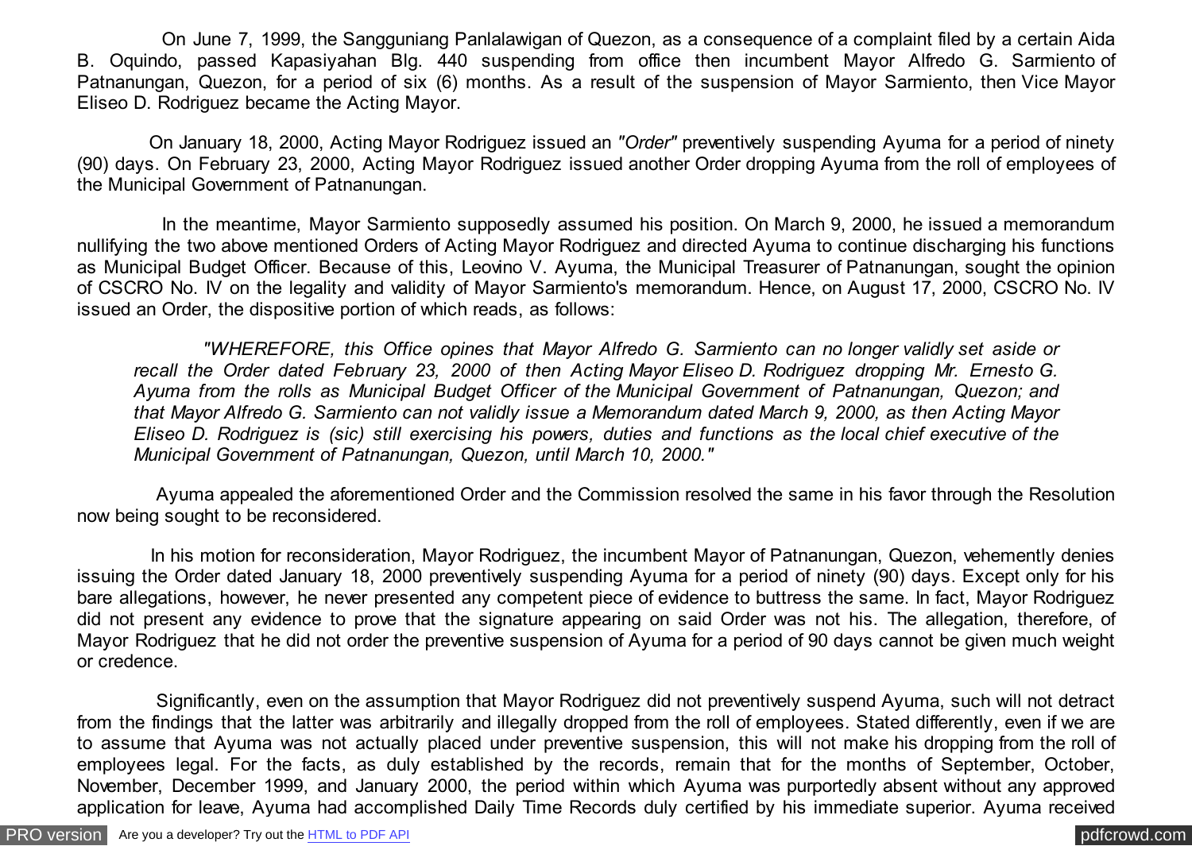On June 7, 1999, the Sangguniang Panlalawigan of Quezon, as a consequence of a complaint filed by a certain Aida B. Oquindo, passed Kapasiyahan Blg. 440 suspending from office then incumbent Mayor Alfredo G. Sarmiento of Patnanungan, Quezon, for a period of six (6) months. As a result of the suspension of Mayor Sarmiento, then Vice Mayor Eliseo D. Rodriguez became the Acting Mayor.

On January 18, 2000, Acting Mayor Rodriguez issued an *"Order"* preventively suspending Ayuma for a period of ninety (90) days. On February 23, 2000, Acting Mayor Rodriguez issued another Order dropping Ayuma from the roll of employees of the Municipal Government of Patnanungan.

In the meantime, Mayor Sarmiento supposedly assumed his position. On March 9, 2000, he issued a memorandum nullifying the two above mentioned Orders of Acting Mayor Rodriguez and directed Ayuma to continue discharging his functions as Municipal Budget Officer. Because of this, Leovino V. Ayuma, the Municipal Treasurer of Patnanungan, sought the opinion of CSCRO No. IV on the legality and validity of Mayor Sarmiento's memorandum. Hence, on August 17, 2000, CSCRO No. IV issued an Order, the dispositive portion of which reads, as follows:

> *"WHEREFORE, this Office opines that Mayor Alfredo G. Sarmiento can no longer validly set aside or recall the Order dated February 23, 2000 of then Acting Mayor Eliseo D. Rodriguez dropping Mr. Ernesto G. Ayuma from the rolls as Municipal Budget Officer of the Municipal Government of Patnanungan, Quezon; and that Mayor Alfredo G. Sarmiento can not validly issue a Memorandum dated March 9, 2000, as then Acting Mayor Eliseo D. Rodriguez is (sic) still exercising his powers, duties and functions as the local chief executive of the Municipal Government of Patnanungan, Quezon, until March 10, 2000."*

Ayuma appealed the aforementioned Order and the Commission resolved the same in his favor through the Resolution now being sought to be reconsidered.

In his motion for reconsideration, Mayor Rodriguez, the incumbent Mayor of Patnanungan, Quezon, vehemently denies issuing the Order dated January 18, 2000 preventively suspending Ayuma for a period of ninety (90) days. Except only for his bare allegations, however, he never presented any competent piece of evidence to buttress the same. In fact, Mayor Rodriguez did not present any evidence to prove that the signature appearing on said Order was not his. The allegation, therefore, of Mayor Rodriguez that he did not order the preventive suspension of Ayuma for a period of 90 days cannot be given much weight or credence.

Significantly, even on the assumption that Mayor Rodriguez did not preventively suspend Ayuma, such will not detract from the findings that the latter was arbitrarily and illegally dropped from the roll of employees. Stated differently, even if we are to assume that Ayuma was not actually placed under preventive suspension, this will not make his dropping from the roll of employees legal. For the facts, as duly established by the records, remain that for the months of September, October, November, December 1999, and January 2000, the period within which Ayuma was purportedly absent without any approved application for leave, Ayuma had accomplished Daily Time Records duly certified by his immediate superior. Ayuma received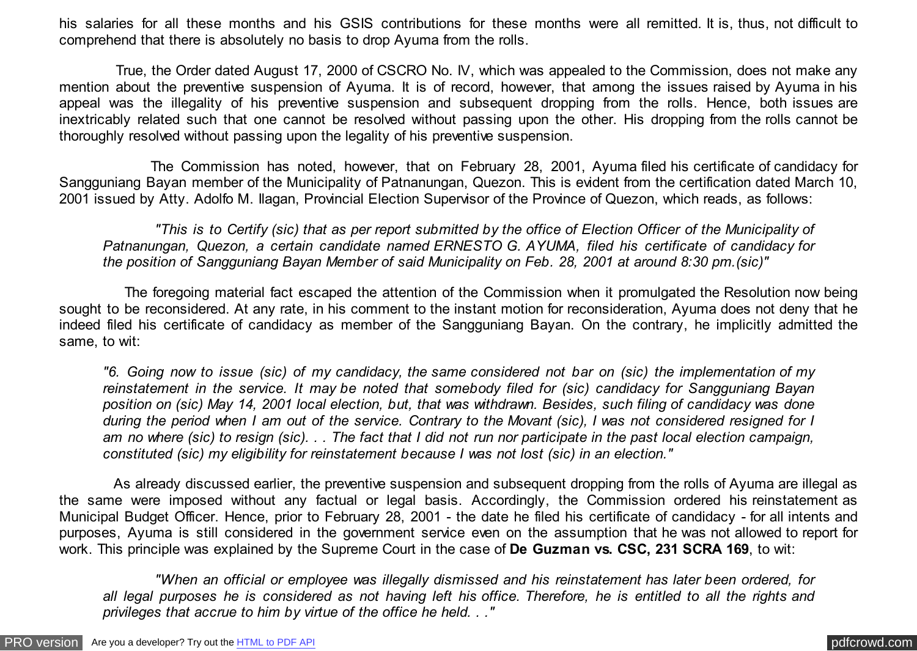his salaries for all these months and his GSIS contributions for these months were all remitted. It is, thus, not difficult to comprehend that there is absolutely no basis to drop Ayuma from the rolls.

True, the Order dated August 17, 2000 of CSCRO No. IV, which was appealed to the Commission, does not make any mention about the preventive suspension of Ayuma. It is of record, however, that among the issues raised by Ayuma in his appeal was the illegality of his preventive suspension and subsequent dropping from the rolls. Hence, both issues are inextricably related such that one cannot be resolved without passing upon the other. His dropping from the rolls cannot be thoroughly resolved without passing upon the legality of his preventive suspension.

The Commission has noted, however, that on February 28, 2001, Ayuma filed his certificate of candidacy for Sangguniang Bayan member of the Municipality of Patnanungan, Quezon. This is evident from the certification dated March 10, 2001 issued by Atty. Adolfo M. Ilagan, Provincial Election Supervisor of the Province of Quezon, which reads, as follows:

> *"This is to Certify (sic) that as per report submitted by the office of Election Officer of the Municipality of Patnanungan, Quezon, a certain candidate named ERNESTO G. AYUMA, filed his certificate of candidacy for the position of Sangguniang Bayan Member of said Municipality on Feb. 28, 2001 at around 8:30 pm.(sic)"*

The foregoing material fact escaped the attention of the Commission when it promulgated the Resolution now being sought to be reconsidered. At any rate, in his comment to the instant motion for reconsideration, Ayuma does not deny that he indeed filed his certificate of candidacy as member of the Sangguniang Bayan. On the contrary, he implicitly admitted the same, to wit:

> *"6. Going now to issue (sic) of my candidacy, the same considered not bar on (sic) the implementation of my reinstatement in the service. It may be noted that somebody filed for (sic) candidacy for Sangguniang Bayan position on (sic) May 14, 2001 local election, but, that was withdrawn. Besides, such filing of candidacy was done during the period when I am out of the service. Contrary to the Movant (sic), I was not considered resigned for I am no where (sic) to resign (sic). . . The fact that I did not run nor participate in the past local election campaign, constituted (sic) my eligibility for reinstatement because I was not lost (sic) in an election."*

As already discussed earlier, the preventive suspension and subsequent dropping from the rolls of Ayuma are illegal as the same were imposed without any factual or legal basis. Accordingly, the Commission ordered his reinstatement as Municipal Budget Officer. Hence, prior to February 28, 2001 - the date he filed his certificate of candidacy - for all intents and purposes, Ayuma is still considered in the government service even on the assumption that he was not allowed to report for work. This principle was explained by the Supreme Court in the case of **De Guzman vs. CSC, 231 SCRA 169**, to wit:

> *"When an official or employee was illegally dismissed and his reinstatement has later been ordered, for all legal purposes he is considered as not having left his office. Therefore, he is entitled to all the rights and privileges that accrue to him by virtue of the office he held. . ."*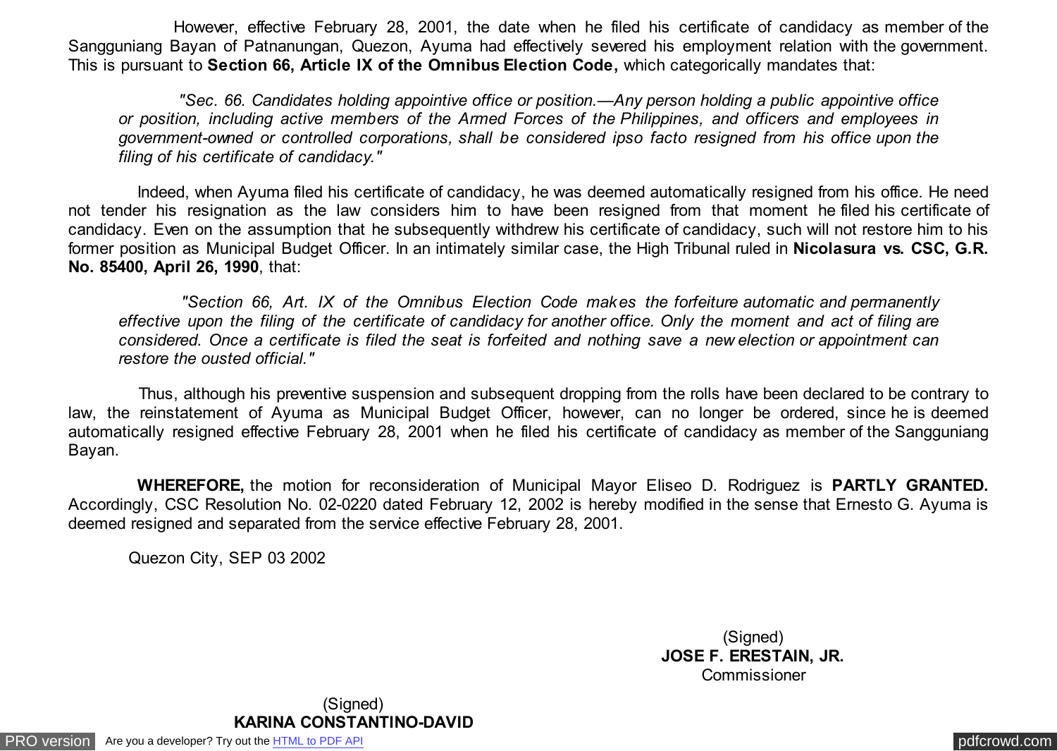However, effective February 28, 2001, the date when he filed his certificate of candidacy as member of the Sangguniang Bayan of Patnanungan, Quezon, Ayuma had effectively severed his employment relation with the government. This is pursuant to **Section 66, Article IX of the Omnibus Election Code,** which categorically mandates that:

> *"Sec. 66. Candidates holding appointive office or position.—Any person holding a public appointive office or position, including active members of the Armed Forces of the Philippines, and officers and employees in government-owned or controlled corporations, shall be considered ipso facto resigned from his office upon the filing of his certificate of candidacy."*

Indeed, when Ayuma filed his certificate of candidacy, he was deemed automatically resigned from his office. He need not tender his resignation as the law considers him to have been resigned from that moment he filed his certificate of candidacy. Even on the assumption that he subsequently withdrew his certificate of candidacy, such will not restore him to his former position as Municipal Budget Officer. In an intimately similar case, the High Tribunal ruled in **Nicolasura vs. CSC, G.R. No. 85400, April 26, 1990**, that:

> *"Section 66, Art. IX of the Omnibus Election Code makes the forfeiture automatic and permanently effective upon the filing of the certificate of candidacy for another office. Only the moment and act of filing are considered. Once a certificate is filed the seat is forfeited and nothing save a new election or appointment can restore the ousted official."*

Thus, although his preventive suspension and subsequent dropping from the rolls have been declared to be contrary to law, the reinstatement of Ayuma as Municipal Budget Officer, however, can no longer be ordered, since he is deemed automatically resigned effective February 28, 2001 when he filed his certificate of candidacy as member of the Sangguniang Bayan.

**WHEREFORE,** the motion for reconsideration of Municipal Mayor Eliseo D. Rodriguez is **PARTLY GRANTED.** Accordingly, CSC Resolution No. 02-0220 dated February 12, 2002 is hereby modified in the sense that Ernesto G. Ayuma is deemed resigned and separated from the service effective February 28, 2001.

Quezon City, SEP 03 2002

(Signed)
**JOSE F. ERESTAIN, JR.**
Commissioner

(Signed)
**KARINA CONSTANTINO-DAVID**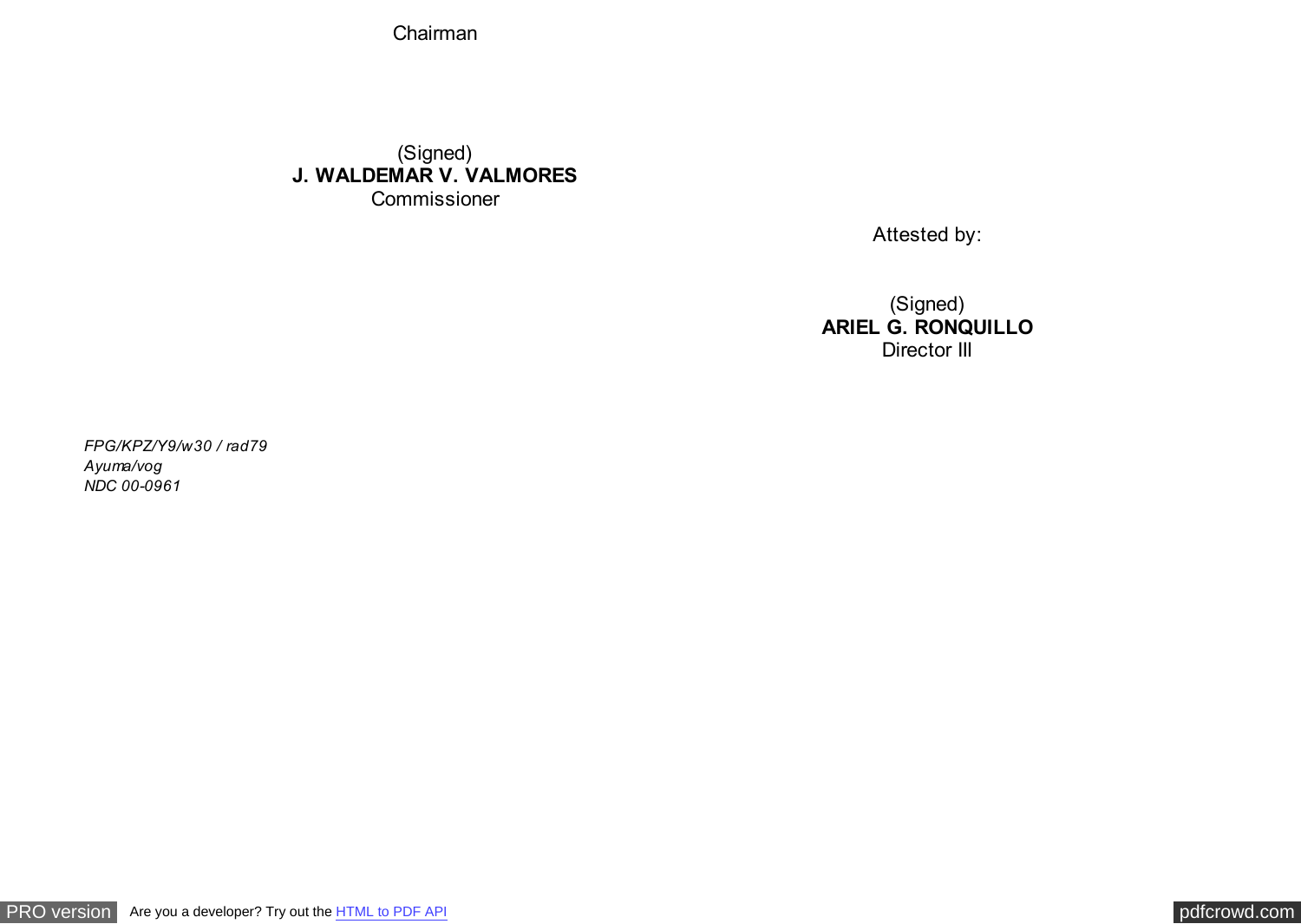Chairman

(Signed)
**J. WALDEMAR V. VALMORES**
Commissioner

Attested by:

(Signed)
**ARIEL G. RONQUILLO**
Director III

*FPG/KPZ/Y9/w30 / rad79*
*Ayuma/vog*
*NDC 00-0961*